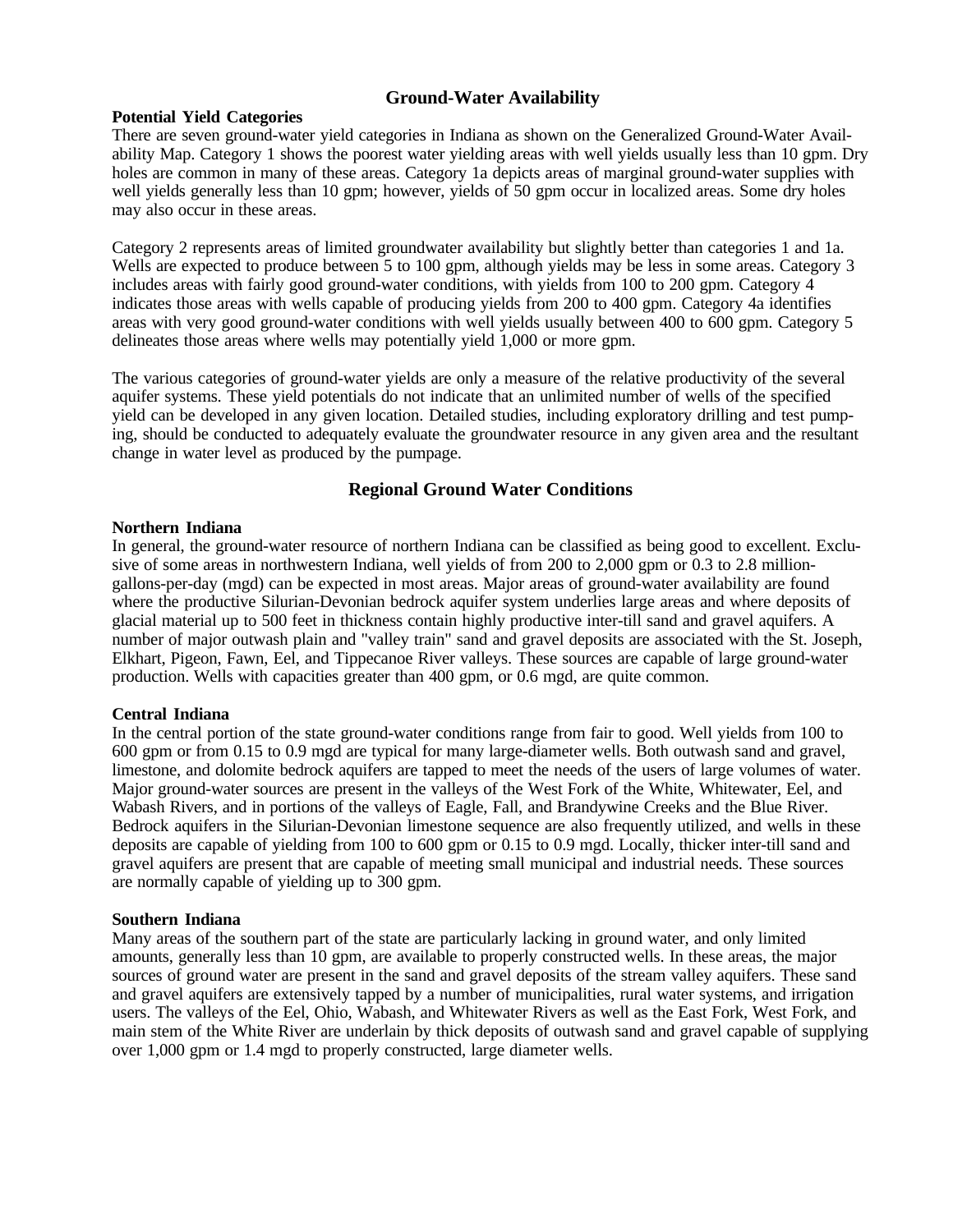## Ground-Water Availability

### Potential Yield Categories

There are seven ground-water yield categories in Indiana as shown on the Generalized Ground-Water Availability Map. Category 1 shows the poorest water yielding areas with well yields usually less than 10 gpm. Dry holes are common in many of these areas. Category 1a depicts areas of marginal ground-water supplies with well yields generally less than 10 gpm; however, yields of 50 gpm occur in localized areas. Some dry holes may also occur in these areas.

Category 2 represents areas of limited groundwater availability but slightly better than categories 1 and 1a. Wells are expected to produce between 5 to 100 gpm, although yields may be less in some areas. Category 3 includes areas with fairly good ground-water conditions, with yields from 100 to 200 gpm. Category 4 indicates those areas with wells capable of producing yields from 200 to 400 gpm. Category 4a identifies areas with very good ground-water conditions with well yields usually between 400 to 600 gpm. Category 5 delineates those areas where wells may potentially yield 1,000 or more gpm.

The various categories of ground-water yields are only a measure of the relative productivity of the several aquifer systems. These yield potentials do not indicate that an unlimited number of wells of the specified yield can be developed in any given location. Detailed studies, including exploratory drilling and test pumping, should be conducted to adequately evaluate the groundwater resource in any given area and the resultant change in water level as produced by the pumpage.

## Regional Ground Water Conditions

### Northern Indiana

In general, the ground-water resource of northern Indiana can be classified as being good to excellent. Exclusive of some areas in northwestern Indiana, well yields of from 200 to 2,000 gpm or 0.3 to 2.8 million-gallons-per-day (mgd) can be expected in most areas. Major areas of ground-water availability are found where the productive Silurian-Devonian bedrock aquifer system underlies large areas and where deposits of glacial material up to 500 feet in thickness contain highly productive inter-till sand and gravel aquifers. A number of major outwash plain and "valley train" sand and gravel deposits are associated with the St. Joseph, Elkhart, Pigeon, Fawn, Eel, and Tippecanoe River valleys. These sources are capable of large ground-water production. Wells with capacities greater than 400 gpm, or 0.6 mgd, are quite common.

### Central Indiana

In the central portion of the state ground-water conditions range from fair to good. Well yields from 100 to 600 gpm or from 0.15 to 0.9 mgd are typical for many large-diameter wells. Both outwash sand and gravel, limestone, and dolomite bedrock aquifers are tapped to meet the needs of the users of large volumes of water. Major ground-water sources are present in the valleys of the West Fork of the White, Whitewater, Eel, and Wabash Rivers, and in portions of the valleys of Eagle, Fall, and Brandywine Creeks and the Blue River. Bedrock aquifers in the Silurian-Devonian limestone sequence are also frequently utilized, and wells in these deposits are capable of yielding from 100 to 600 gpm or 0.15 to 0.9 mgd. Locally, thicker inter-till sand and gravel aquifers are present that are capable of meeting small municipal and industrial needs. These sources are normally capable of yielding up to 300 gpm.

### Southern Indiana

Many areas of the southern part of the state are particularly lacking in ground water, and only limited amounts, generally less than 10 gpm, are available to properly constructed wells. In these areas, the major sources of ground water are present in the sand and gravel deposits of the stream valley aquifers. These sand and gravel aquifers are extensively tapped by a number of municipalities, rural water systems, and irrigation users. The valleys of the Eel, Ohio, Wabash, and Whitewater Rivers as well as the East Fork, West Fork, and main stem of the White River are underlain by thick deposits of outwash sand and gravel capable of supplying over 1,000 gpm or 1.4 mgd to properly constructed, large diameter wells.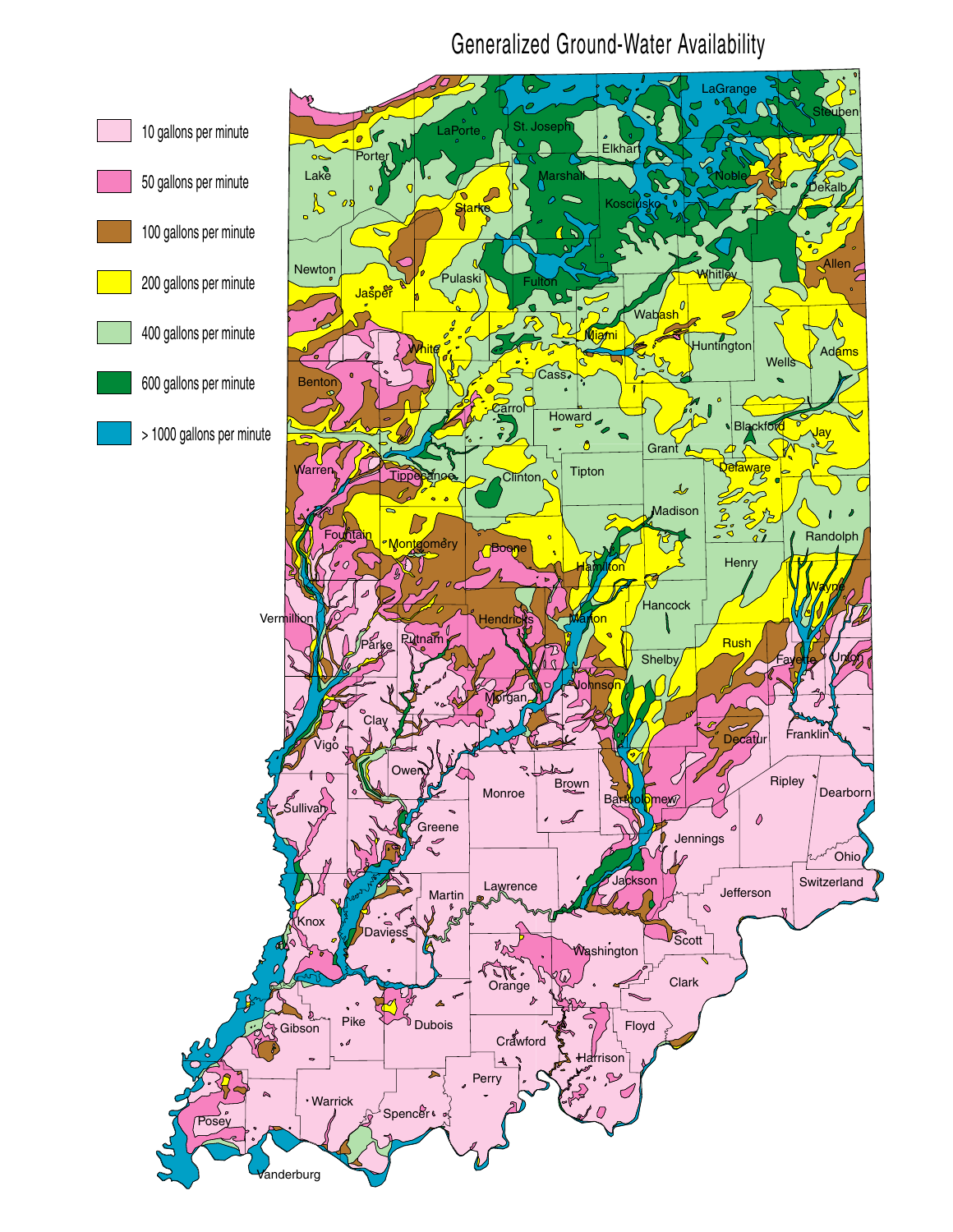# Generalized Ground-Water Availability

10 gallons per minute

50 gallons per minute

100 gallons per minute

200 gallons per minute

400 gallons per minute

600 gallons per minute

> 1000 gallons per minute

LaGrange
Steuben
St. Joseph
LaPorte
Elkhart
Porter
Lake
Marshall
Noble
Dekalb
Starke
Kosciusko
Newton
Pulaski
Fulton
Whitley
Allen
Jasper
Wabash
Miami
Huntington
Wells
Adams
White
Cass
Benton
Carrol
Howard
Blackford
Jay
Grant
Warren
Tippecanoe
Clinton
Tipton
Delaware
Madison
Randolph
Fountain
Montgomery
Boone
Hamilton
Henry
Wayne
Vermillion
Hendricks
Marion
Hancock
Parke
Putnam
Rush
Fayette
Union
Shelby
Johnson
Morgan
Clay
Vigo
Decatur
Franklin
Owen
Brown
Monroe
Bartholomew
Ripley
Dearborn
Sullivan
Greene
Jennings
Ohio
Jackson
Switzerland
Lawrence
Jefferson
Martin
Knox
Daviess
Scott
Washington
Orange
Clark
Gibson
Pike
Dubois
Floyd
Crawford
Harrison
Perry
Warrick
Spencer
Posey
Vanderburg